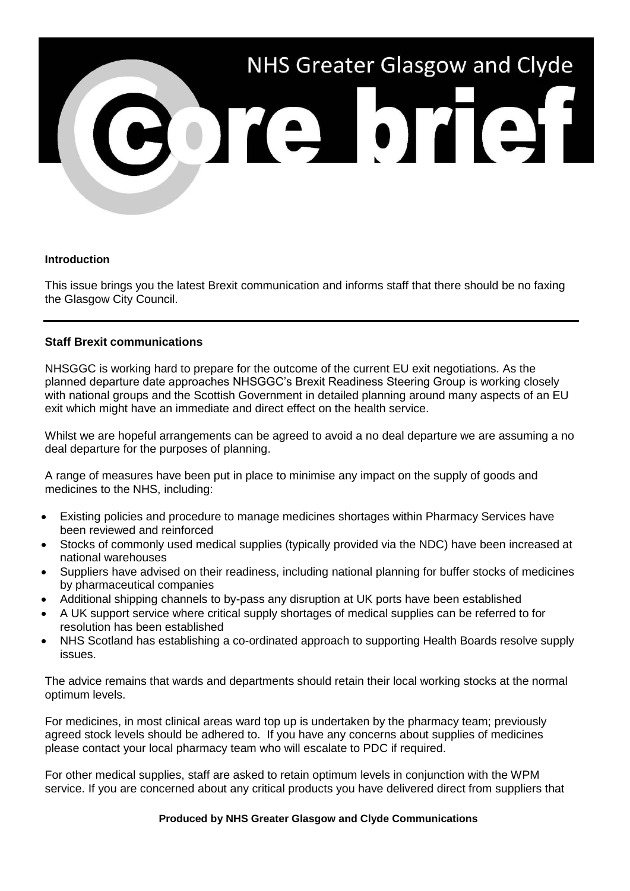# NHS Greater Glasgow and Clyde

# core brief

**Introduction**

This issue brings you the latest Brexit communication and informs staff that there should be no faxing the Glasgow City Council.

---

**Staff Brexit communications**

NHSGGC is working hard to prepare for the outcome of the current EU exit negotiations. As the planned departure date approaches NHSGGC's Brexit Readiness Steering Group is working closely with national groups and the Scottish Government in detailed planning around many aspects of an EU exit which might have an immediate and direct effect on the health service.

Whilst we are hopeful arrangements can be agreed to avoid a no deal departure we are assuming a no deal departure for the purposes of planning.

A range of measures have been put in place to minimise any impact on the supply of goods and medicines to the NHS, including:

- Existing policies and procedure to manage medicines shortages within Pharmacy Services have been reviewed and reinforced
- Stocks of commonly used medical supplies (typically provided via the NDC) have been increased at national warehouses
- Suppliers have advised on their readiness, including national planning for buffer stocks of medicines by pharmaceutical companies
- Additional shipping channels to by-pass any disruption at UK ports have been established
- A UK support service where critical supply shortages of medical supplies can be referred to for resolution has been established
- NHS Scotland has establishing a co-ordinated approach to supporting Health Boards resolve supply issues.

The advice remains that wards and departments should retain their local working stocks at the normal optimum levels.

For medicines, in most clinical areas ward top up is undertaken by the pharmacy team; previously agreed stock levels should be adhered to. If you have any concerns about supplies of medicines please contact your local pharmacy team who will escalate to PDC if required.

For other medical supplies, staff are asked to retain optimum levels in conjunction with the WPM service. If you are concerned about any critical products you have delivered direct from suppliers that

**Produced by NHS Greater Glasgow and Clyde Communications**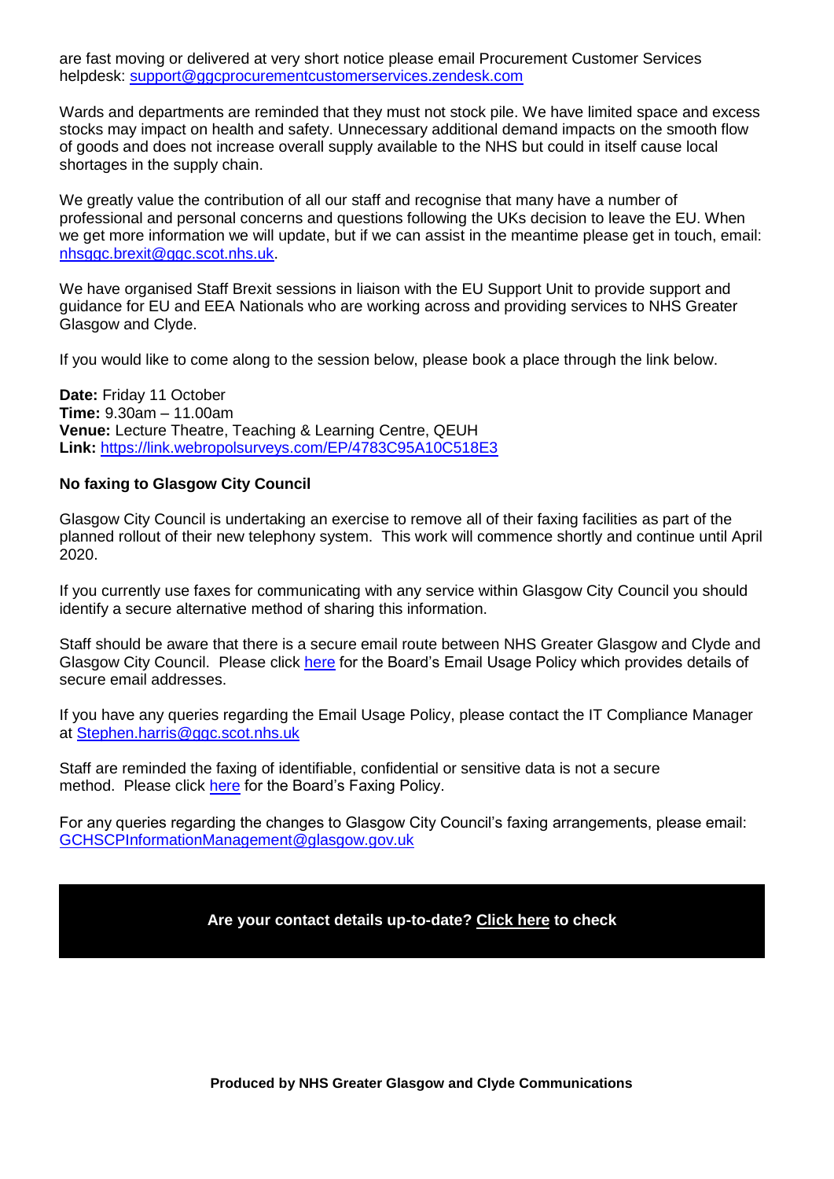are fast moving or delivered at very short notice please email Procurement Customer Services helpdesk: support@ggcprocurementcustomerservices.zendesk.com

Wards and departments are reminded that they must not stock pile. We have limited space and excess stocks may impact on health and safety. Unnecessary additional demand impacts on the smooth flow of goods and does not increase overall supply available to the NHS but could in itself cause local shortages in the supply chain.

We greatly value the contribution of all our staff and recognise that many have a number of professional and personal concerns and questions following the UKs decision to leave the EU. When we get more information we will update, but if we can assist in the meantime please get in touch, email: nhsggc.brexit@ggc.scot.nhs.uk.

We have organised Staff Brexit sessions in liaison with the EU Support Unit to provide support and guidance for EU and EEA Nationals who are working across and providing services to NHS Greater Glasgow and Clyde.

If you would like to come along to the session below, please book a place through the link below.

**Date:** Friday 11 October
**Time:** 9.30am – 11.00am
**Venue:** Lecture Theatre, Teaching & Learning Centre, QEUH
**Link:** https://link.webropolsurveys.com/EP/4783C95A10C518E3

**No faxing to Glasgow City Council**

Glasgow City Council is undertaking an exercise to remove all of their faxing facilities as part of the planned rollout of their new telephony system. This work will commence shortly and continue until April 2020.

If you currently use faxes for communicating with any service within Glasgow City Council you should identify a secure alternative method of sharing this information.

Staff should be aware that there is a secure email route between NHS Greater Glasgow and Clyde and Glasgow City Council. Please click here for the Board's Email Usage Policy which provides details of secure email addresses.

If you have any queries regarding the Email Usage Policy, please contact the IT Compliance Manager at Stephen.harris@ggc.scot.nhs.uk

Staff are reminded the faxing of identifiable, confidential or sensitive data is not a secure method. Please click here for the Board's Faxing Policy.

For any queries regarding the changes to Glasgow City Council's faxing arrangements, please email: GCHSCPInformationManagement@glasgow.gov.uk

**Are your contact details up-to-date? Click here to check**

**Produced by NHS Greater Glasgow and Clyde Communications**